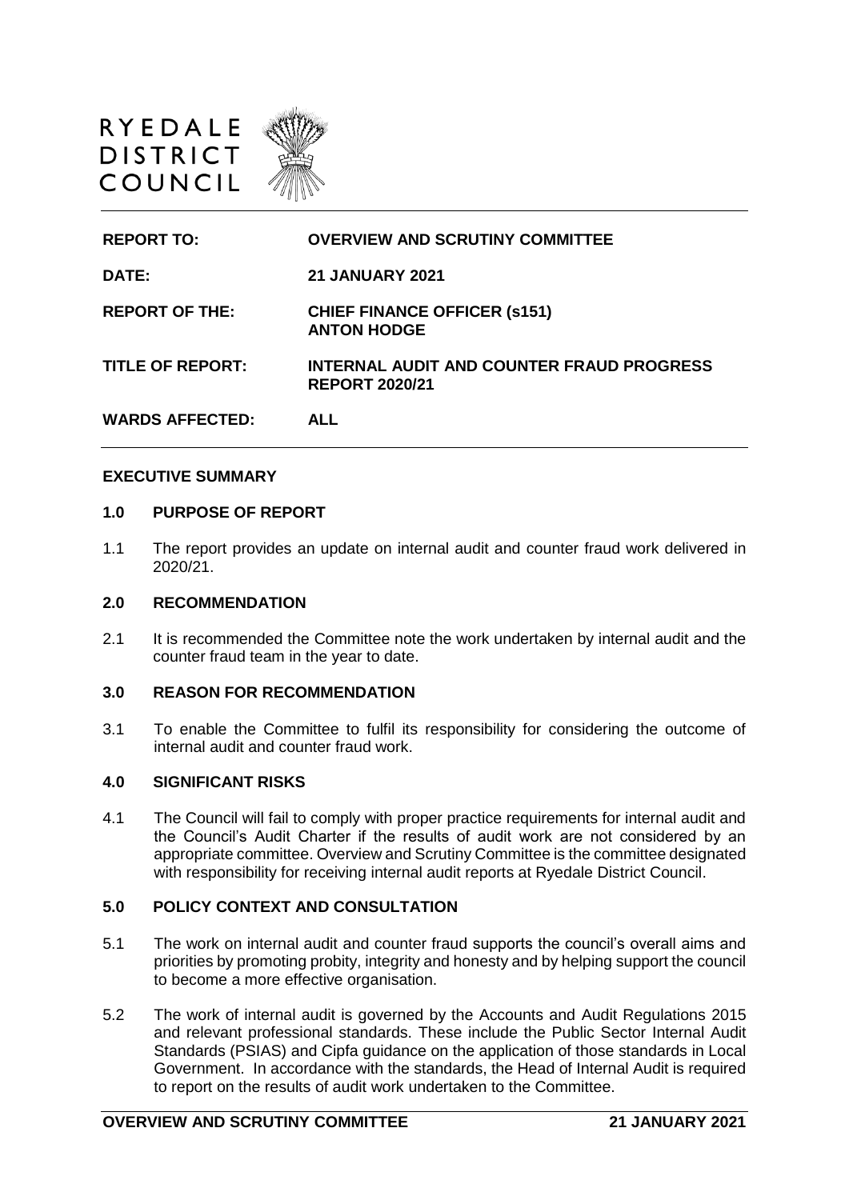RYEDALE DISTRICT COUNCIL

| | |
|---|---|
| **REPORT TO:** | **OVERVIEW AND SCRUTINY COMMITTEE** |
| **DATE:** | **21 JANUARY 2021** |
| **REPORT OF THE:** | **CHIEF FINANCE OFFICER (s151)**<br>**ANTON HODGE** |
| **TITLE OF REPORT:** | **INTERNAL AUDIT AND COUNTER FRAUD PROGRESS REPORT 2020/21** |
| **WARDS AFFECTED:** | **ALL** |

## EXECUTIVE SUMMARY

### 1.0 PURPOSE OF REPORT

1.1 The report provides an update on internal audit and counter fraud work delivered in 2020/21.

### 2.0 RECOMMENDATION

2.1 It is recommended the Committee note the work undertaken by internal audit and the counter fraud team in the year to date.

### 3.0 REASON FOR RECOMMENDATION

3.1 To enable the Committee to fulfil its responsibility for considering the outcome of internal audit and counter fraud work.

### 4.0 SIGNIFICANT RISKS

4.1 The Council will fail to comply with proper practice requirements for internal audit and the Council's Audit Charter if the results of audit work are not considered by an appropriate committee. Overview and Scrutiny Committee is the committee designated with responsibility for receiving internal audit reports at Ryedale District Council.

### 5.0 POLICY CONTEXT AND CONSULTATION

5.1 The work on internal audit and counter fraud supports the council's overall aims and priorities by promoting probity, integrity and honesty and by helping support the council to become a more effective organisation.

5.2 The work of internal audit is governed by the Accounts and Audit Regulations 2015 and relevant professional standards. These include the Public Sector Internal Audit Standards (PSIAS) and Cipfa guidance on the application of those standards in Local Government. In accordance with the standards, the Head of Internal Audit is required to report on the results of audit work undertaken to the Committee.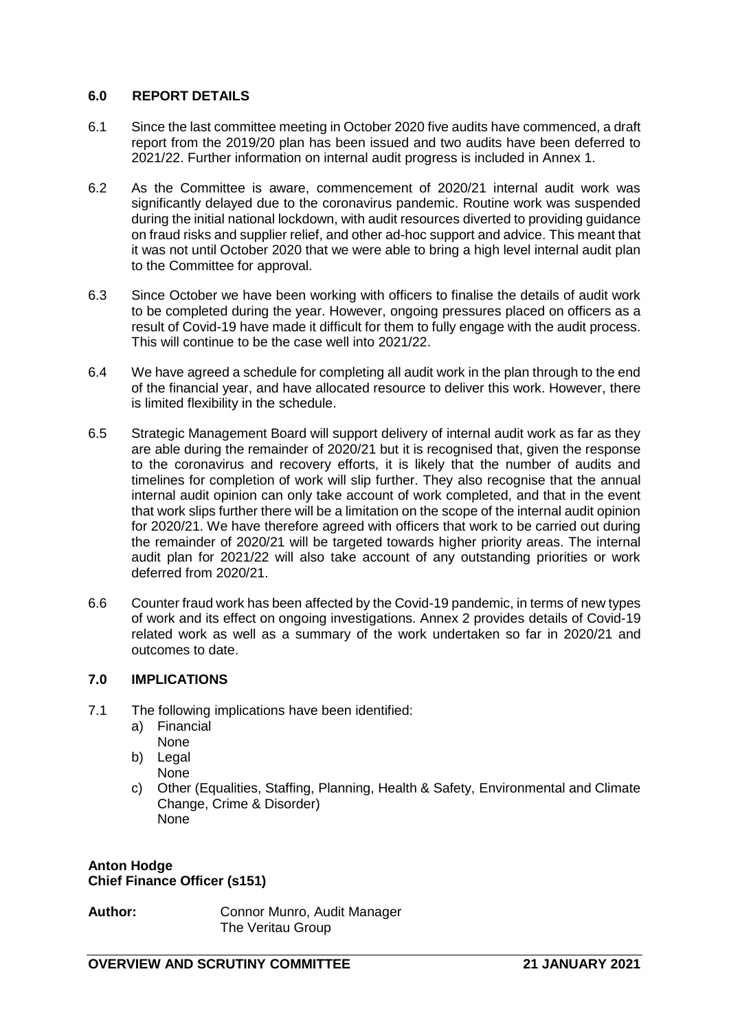## 6.0 REPORT DETAILS

6.1 Since the last committee meeting in October 2020 five audits have commenced, a draft report from the 2019/20 plan has been issued and two audits have been deferred to 2021/22. Further information on internal audit progress is included in Annex 1.

6.2 As the Committee is aware, commencement of 2020/21 internal audit work was significantly delayed due to the coronavirus pandemic. Routine work was suspended during the initial national lockdown, with audit resources diverted to providing guidance on fraud risks and supplier relief, and other ad-hoc support and advice. This meant that it was not until October 2020 that we were able to bring a high level internal audit plan to the Committee for approval.

6.3 Since October we have been working with officers to finalise the details of audit work to be completed during the year. However, ongoing pressures placed on officers as a result of Covid-19 have made it difficult for them to fully engage with the audit process. This will continue to be the case well into 2021/22.

6.4 We have agreed a schedule for completing all audit work in the plan through to the end of the financial year, and have allocated resource to deliver this work. However, there is limited flexibility in the schedule.

6.5 Strategic Management Board will support delivery of internal audit work as far as they are able during the remainder of 2020/21 but it is recognised that, given the response to the coronavirus and recovery efforts, it is likely that the number of audits and timelines for completion of work will slip further. They also recognise that the annual internal audit opinion can only take account of work completed, and that in the event that work slips further there will be a limitation on the scope of the internal audit opinion for 2020/21. We have therefore agreed with officers that work to be carried out during the remainder of 2020/21 will be targeted towards higher priority areas. The internal audit plan for 2021/22 will also take account of any outstanding priorities or work deferred from 2020/21.

6.6 Counter fraud work has been affected by the Covid-19 pandemic, in terms of new types of work and its effect on ongoing investigations. Annex 2 provides details of Covid-19 related work as well as a summary of the work undertaken so far in 2020/21 and outcomes to date.

## 7.0 IMPLICATIONS

7.1 The following implications have been identified:

a) Financial
   None
b) Legal
   None
c) Other (Equalities, Staffing, Planning, Health & Safety, Environmental and Climate Change, Crime & Disorder)
   None

**Anton Hodge**
**Chief Finance Officer (s151)**

**Author:** Connor Munro, Audit Manager
The Veritau Group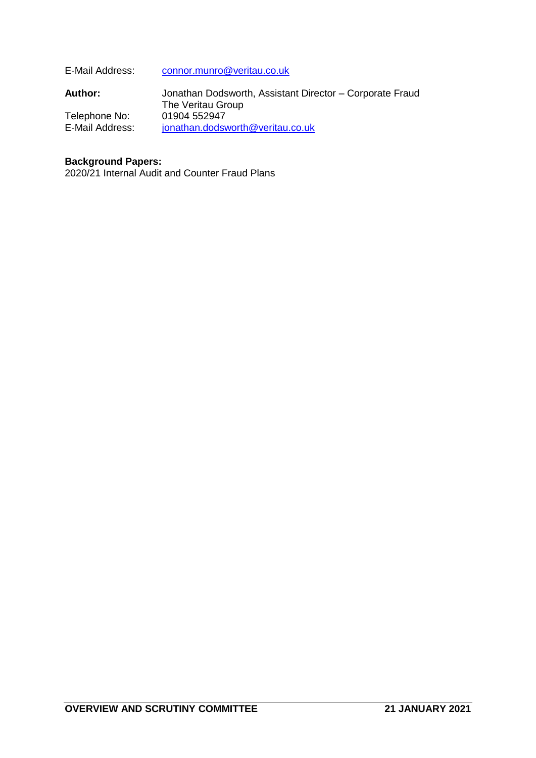E-Mail Address: connor.munro@veritau.co.uk

**Author:** Jonathan Dodsworth, Assistant Director – Corporate Fraud
The Veritau Group

Telephone No: 01904 552947

E-Mail Address: jonathan.dodsworth@veritau.co.uk

**Background Papers:**

2020/21 Internal Audit and Counter Fraud Plans